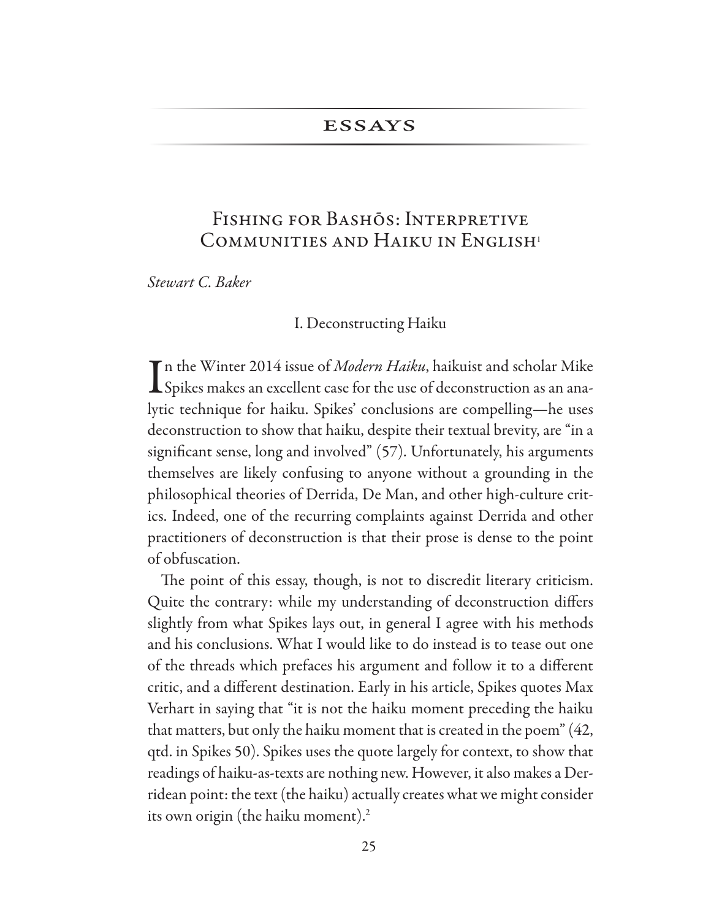## ESSAYS

# Fishing for Bashōs: Interpretive Communities and Haiku in English[1]

*Stewart C. Baker*

### I. Deconstructing Haiku

In the Winter 2014 issue of *Modern Haiku*, haikuist and scholar Mike Spikes makes an excellent case for the use of deconstruction as an analytic technique for haiku. Spikes' conclusions are compelling—he uses deconstruction to show that haiku, despite their textual brevity, are "in a significant sense, long and involved" (57). Unfortunately, his arguments themselves are likely confusing to anyone without a grounding in the philosophical theories of Derrida, De Man, and other high-culture critics. Indeed, one of the recurring complaints against Derrida and other practitioners of deconstruction is that their prose is dense to the point of obfuscation.

The point of this essay, though, is not to discredit literary criticism. Quite the contrary: while my understanding of deconstruction differs slightly from what Spikes lays out, in general I agree with his methods and his conclusions. What I would like to do instead is to tease out one of the threads which prefaces his argument and follow it to a different critic, and a different destination. Early in his article, Spikes quotes Max Verhart in saying that "it is not the haiku moment preceding the haiku that matters, but only the haiku moment that is created in the poem" (42, qtd. in Spikes 50). Spikes uses the quote largely for context, to show that readings of haiku-as-texts are nothing new. However, it also makes a Derridean point: the text (the haiku) actually creates what we might consider its own origin (the haiku moment).[2]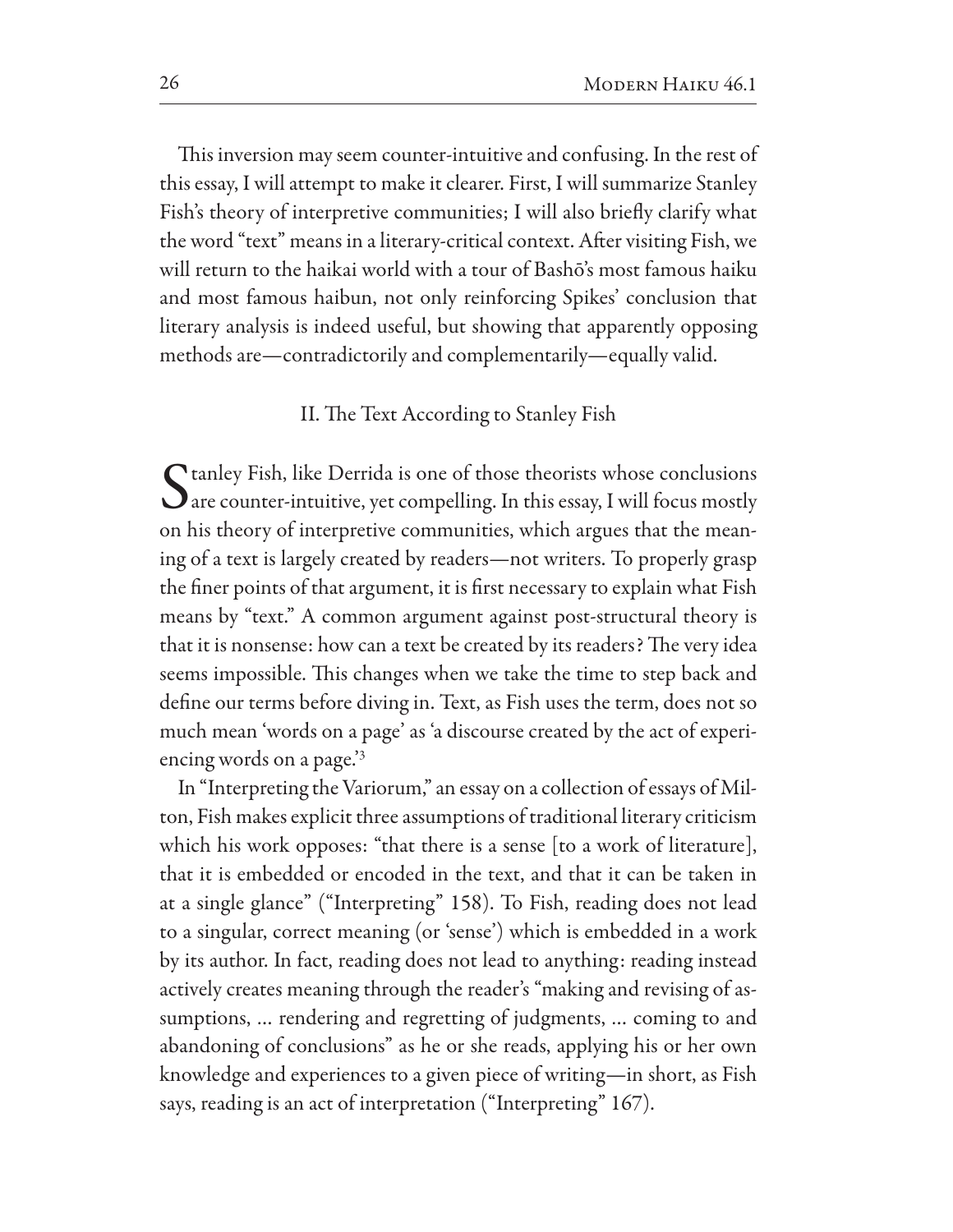This inversion may seem counter-intuitive and confusing. In the rest of this essay, I will attempt to make it clearer. First, I will summarize Stanley Fish's theory of interpretive communities; I will also briefly clarify what the word "text" means in a literary-critical context. After visiting Fish, we will return to the haikai world with a tour of Bashō's most famous haiku and most famous haibun, not only reinforcing Spikes' conclusion that literary analysis is indeed useful, but showing that apparently opposing methods are—contradictorily and complementarily—equally valid.

## II. The Text According to Stanley Fish

Stanley Fish, like Derrida is one of those theorists whose conclusions are counter-intuitive, yet compelling. In this essay, I will focus mostly on his theory of interpretive communities, which argues that the meaning of a text is largely created by readers—not writers. To properly grasp the finer points of that argument, it is first necessary to explain what Fish means by "text." A common argument against post-structural theory is that it is nonsense: how can a text be created by its readers? The very idea seems impossible. This changes when we take the time to step back and define our terms before diving in. Text, as Fish uses the term, does not so much mean 'words on a page' as 'a discourse created by the act of experiencing words on a page.'[3]

In "Interpreting the Variorum," an essay on a collection of essays of Milton, Fish makes explicit three assumptions of traditional literary criticism which his work opposes: "that there is a sense [to a work of literature], that it is embedded or encoded in the text, and that it can be taken in at a single glance" ("Interpreting" 158). To Fish, reading does not lead to a singular, correct meaning (or 'sense') which is embedded in a work by its author. In fact, reading does not lead to anything: reading instead actively creates meaning through the reader's "making and revising of assumptions, … rendering and regretting of judgments, … coming to and abandoning of conclusions" as he or she reads, applying his or her own knowledge and experiences to a given piece of writing—in short, as Fish says, reading is an act of interpretation ("Interpreting" 167).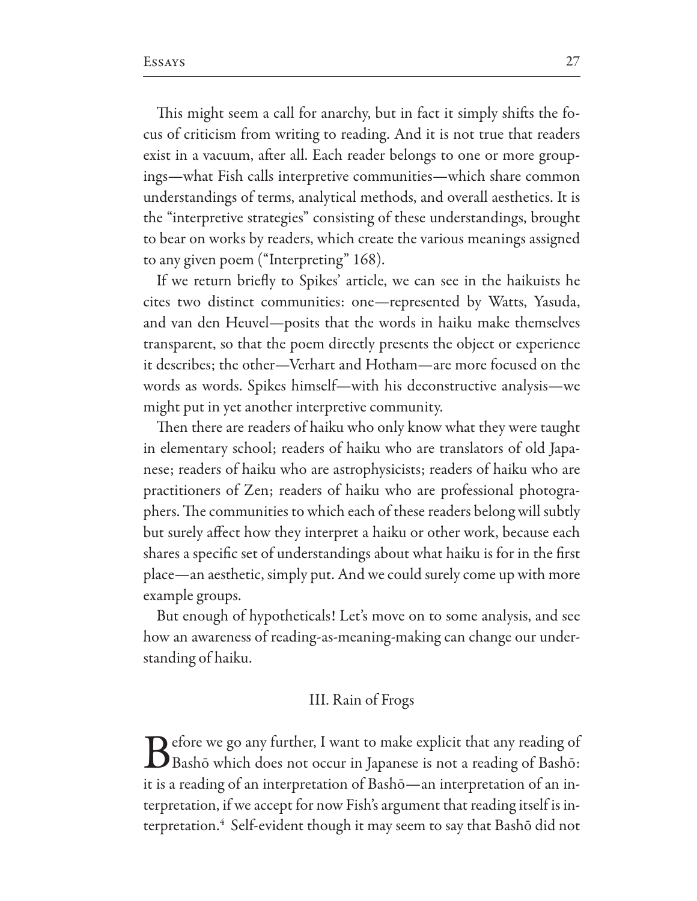This might seem a call for anarchy, but in fact it simply shifts the focus of criticism from writing to reading. And it is not true that readers exist in a vacuum, after all. Each reader belongs to one or more groupings—what Fish calls interpretive communities—which share common understandings of terms, analytical methods, and overall aesthetics. It is the "interpretive strategies" consisting of these understandings, brought to bear on works by readers, which create the various meanings assigned to any given poem ("Interpreting" 168).

If we return briefly to Spikes' article, we can see in the haikuists he cites two distinct communities: one—represented by Watts, Yasuda, and van den Heuvel—posits that the words in haiku make themselves transparent, so that the poem directly presents the object or experience it describes; the other—Verhart and Hotham—are more focused on the words as words. Spikes himself—with his deconstructive analysis—we might put in yet another interpretive community.

Then there are readers of haiku who only know what they were taught in elementary school; readers of haiku who are translators of old Japanese; readers of haiku who are astrophysicists; readers of haiku who are practitioners of Zen; readers of haiku who are professional photographers. The communities to which each of these readers belong will subtly but surely affect how they interpret a haiku or other work, because each shares a specific set of understandings about what haiku is for in the first place—an aesthetic, simply put. And we could surely come up with more example groups.

But enough of hypotheticals! Let's move on to some analysis, and see how an awareness of reading-as-meaning-making can change our understanding of haiku.

## III. Rain of Frogs

Before we go any further, I want to make explicit that any reading of Bashō which does not occur in Japanese is not a reading of Bashō: it is a reading of an interpretation of Bashō—an interpretation of an interpretation, if we accept for now Fish's argument that reading itself is interpretation.[4] Self-evident though it may seem to say that Bashō did not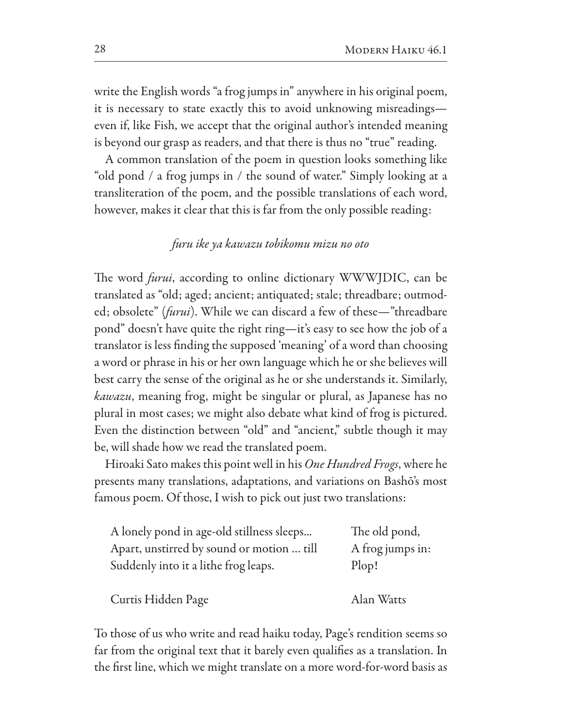write the English words "a frog jumps in" anywhere in his original poem, it is necessary to state exactly this to avoid unknowing misreadings—even if, like Fish, we accept that the original author's intended meaning is beyond our grasp as readers, and that there is thus no "true" reading.

A common translation of the poem in question looks something like "old pond / a frog jumps in / the sound of water." Simply looking at a transliteration of the poem, and the possible translations of each word, however, makes it clear that this is far from the only possible reading:

*furu ike ya kawazu tobikomu mizu no oto*

The word *furui*, according to online dictionary WWWJDIC, can be translated as "old; aged; ancient; antiquated; stale; threadbare; outmoded; obsolete" (*furui*). While we can discard a few of these—"threadbare pond" doesn't have quite the right ring—it's easy to see how the job of a translator is less finding the supposed 'meaning' of a word than choosing a word or phrase in his or her own language which he or she believes will best carry the sense of the original as he or she understands it. Similarly, *kawazu*, meaning frog, might be singular or plural, as Japanese has no plural in most cases; we might also debate what kind of frog is pictured. Even the distinction between "old" and "ancient," subtle though it may be, will shade how we read the translated poem.

Hiroaki Sato makes this point well in his *One Hundred Frogs*, where he presents many translations, adaptations, and variations on Bashō's most famous poem. Of those, I wish to pick out just two translations:

A lonely pond in age-old stillness sleeps...
Apart, unstirred by sound or motion ... till
Suddenly into it a lithe frog leaps.

Curtis Hidden Page

The old pond,
A frog jumps in:
Plop!

Alan Watts

To those of us who write and read haiku today, Page's rendition seems so far from the original text that it barely even qualifies as a translation. In the first line, which we might translate on a more word-for-word basis as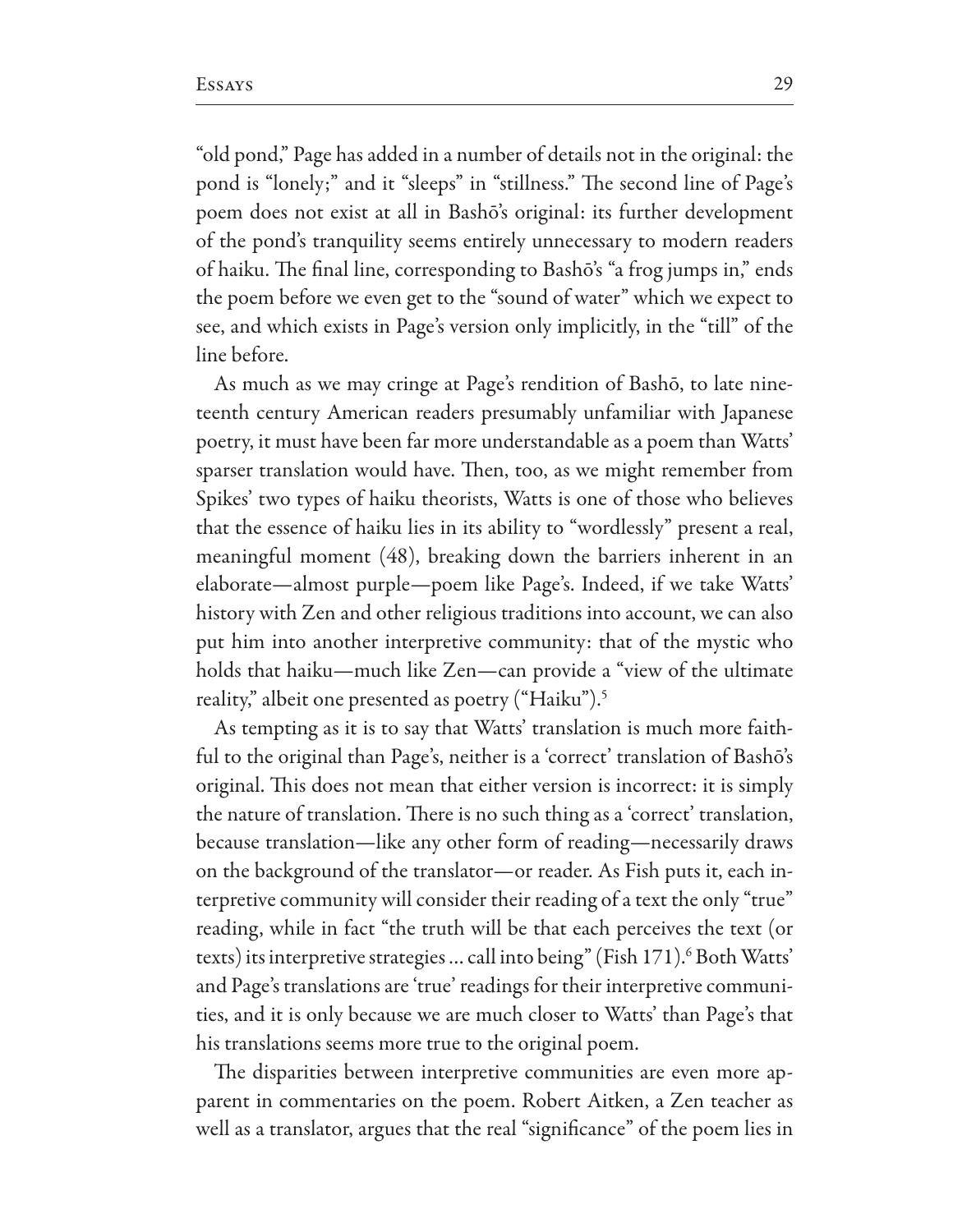"old pond," Page has added in a number of details not in the original: the pond is "lonely;" and it "sleeps" in "stillness." The second line of Page's poem does not exist at all in Bashō's original: its further development of the pond's tranquility seems entirely unnecessary to modern readers of haiku. The final line, corresponding to Bashō's "a frog jumps in," ends the poem before we even get to the "sound of water" which we expect to see, and which exists in Page's version only implicitly, in the "till" of the line before.

As much as we may cringe at Page's rendition of Bashō, to late nineteenth century American readers presumably unfamiliar with Japanese poetry, it must have been far more understandable as a poem than Watts' sparser translation would have. Then, too, as we might remember from Spikes' two types of haiku theorists, Watts is one of those who believes that the essence of haiku lies in its ability to "wordlessly" present a real, meaningful moment (48), breaking down the barriers inherent in an elaborate—almost purple—poem like Page's. Indeed, if we take Watts' history with Zen and other religious traditions into account, we can also put him into another interpretive community: that of the mystic who holds that haiku—much like Zen—can provide a "view of the ultimate reality," albeit one presented as poetry ("Haiku").[5]

As tempting as it is to say that Watts' translation is much more faithful to the original than Page's, neither is a 'correct' translation of Bashō's original. This does not mean that either version is incorrect: it is simply the nature of translation. There is no such thing as a 'correct' translation, because translation—like any other form of reading—necessarily draws on the background of the translator—or reader. As Fish puts it, each interpretive community will consider their reading of a text the only "true" reading, while in fact "the truth will be that each perceives the text (or texts) its interpretive strategies ... call into being" (Fish 171).[6] Both Watts' and Page's translations are 'true' readings for their interpretive communities, and it is only because we are much closer to Watts' than Page's that his translations seems more true to the original poem.

The disparities between interpretive communities are even more apparent in commentaries on the poem. Robert Aitken, a Zen teacher as well as a translator, argues that the real "significance" of the poem lies in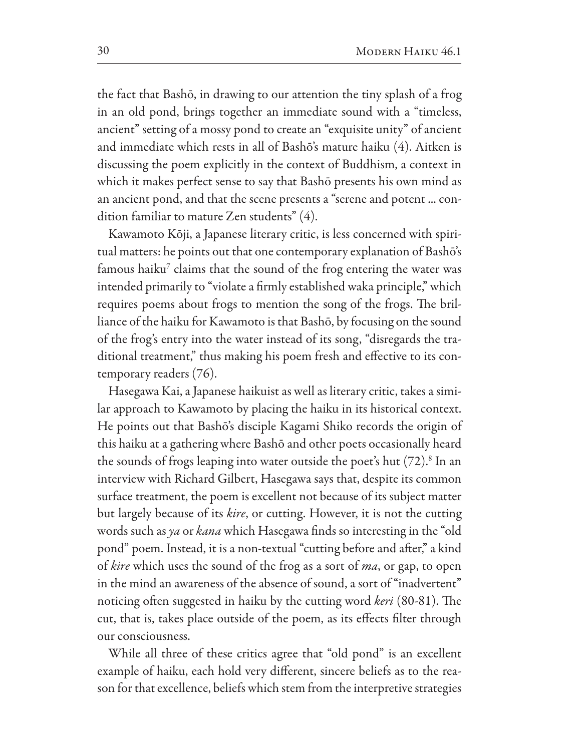the fact that Bashō, in drawing to our attention the tiny splash of a frog in an old pond, brings together an immediate sound with a "timeless, ancient" setting of a mossy pond to create an "exquisite unity" of ancient and immediate which rests in all of Bashō's mature haiku (4). Aitken is discussing the poem explicitly in the context of Buddhism, a context in which it makes perfect sense to say that Bashō presents his own mind as an ancient pond, and that the scene presents a "serene and potent ... condition familiar to mature Zen students" (4).

Kawamoto Kōji, a Japanese literary critic, is less concerned with spiritual matters: he points out that one contemporary explanation of Bashō's famous haiku[7] claims that the sound of the frog entering the water was intended primarily to "violate a firmly established waka principle," which requires poems about frogs to mention the song of the frogs. The brilliance of the haiku for Kawamoto is that Bashō, by focusing on the sound of the frog's entry into the water instead of its song, "disregards the traditional treatment," thus making his poem fresh and effective to its contemporary readers (76).

Hasegawa Kai, a Japanese haikuist as well as literary critic, takes a similar approach to Kawamoto by placing the haiku in its historical context. He points out that Bashō's disciple Kagami Shiko records the origin of this haiku at a gathering where Bashō and other poets occasionally heard the sounds of frogs leaping into water outside the poet's hut (72).[8] In an interview with Richard Gilbert, Hasegawa says that, despite its common surface treatment, the poem is excellent not because of its subject matter but largely because of its *kire*, or cutting. However, it is not the cutting words such as *ya* or *kana* which Hasegawa finds so interesting in the "old pond" poem. Instead, it is a non-textual "cutting before and after," a kind of *kire* which uses the sound of the frog as a sort of *ma*, or gap, to open in the mind an awareness of the absence of sound, a sort of "inadvertent" noticing often suggested in haiku by the cutting word *keri* (80-81). The cut, that is, takes place outside of the poem, as its effects filter through our consciousness.

While all three of these critics agree that "old pond" is an excellent example of haiku, each hold very different, sincere beliefs as to the reason for that excellence, beliefs which stem from the interpretive strategies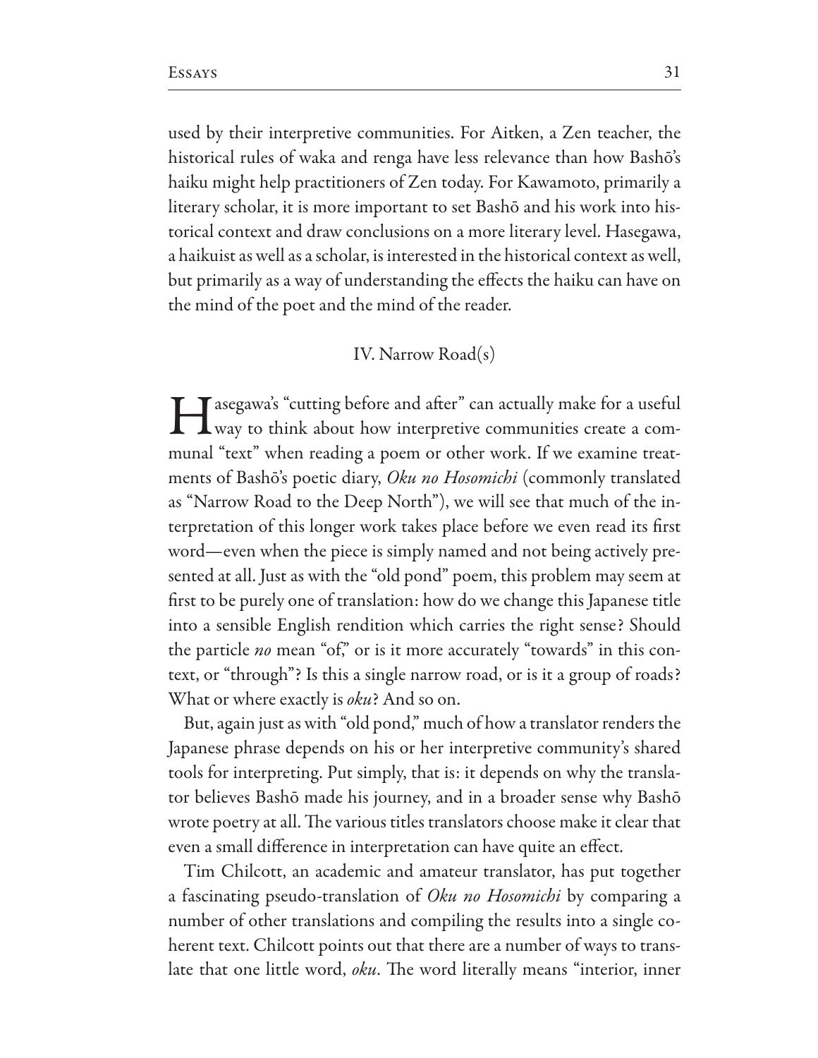used by their interpretive communities. For Aitken, a Zen teacher, the historical rules of waka and renga have less relevance than how Bashō's haiku might help practitioners of Zen today. For Kawamoto, primarily a literary scholar, it is more important to set Bashō and his work into historical context and draw conclusions on a more literary level. Hasegawa, a haikuist as well as a scholar, is interested in the historical context as well, but primarily as a way of understanding the effects the haiku can have on the mind of the poet and the mind of the reader.

## IV. Narrow Road(s)

Hasegawa's "cutting before and after" can actually make for a useful way to think about how interpretive communities create a communal "text" when reading a poem or other work. If we examine treatments of Bashō's poetic diary, *Oku no Hosomichi* (commonly translated as "Narrow Road to the Deep North"), we will see that much of the interpretation of this longer work takes place before we even read its first word—even when the piece is simply named and not being actively presented at all. Just as with the "old pond" poem, this problem may seem at first to be purely one of translation: how do we change this Japanese title into a sensible English rendition which carries the right sense? Should the particle *no* mean "of," or is it more accurately "towards" in this context, or "through"? Is this a single narrow road, or is it a group of roads? What or where exactly is *oku*? And so on.

But, again just as with "old pond," much of how a translator renders the Japanese phrase depends on his or her interpretive community's shared tools for interpreting. Put simply, that is: it depends on why the translator believes Bashō made his journey, and in a broader sense why Bashō wrote poetry at all. The various titles translators choose make it clear that even a small difference in interpretation can have quite an effect.

Tim Chilcott, an academic and amateur translator, has put together a fascinating pseudo-translation of *Oku no Hosomichi* by comparing a number of other translations and compiling the results into a single coherent text. Chilcott points out that there are a number of ways to translate that one little word, *oku*. The word literally means "interior, inner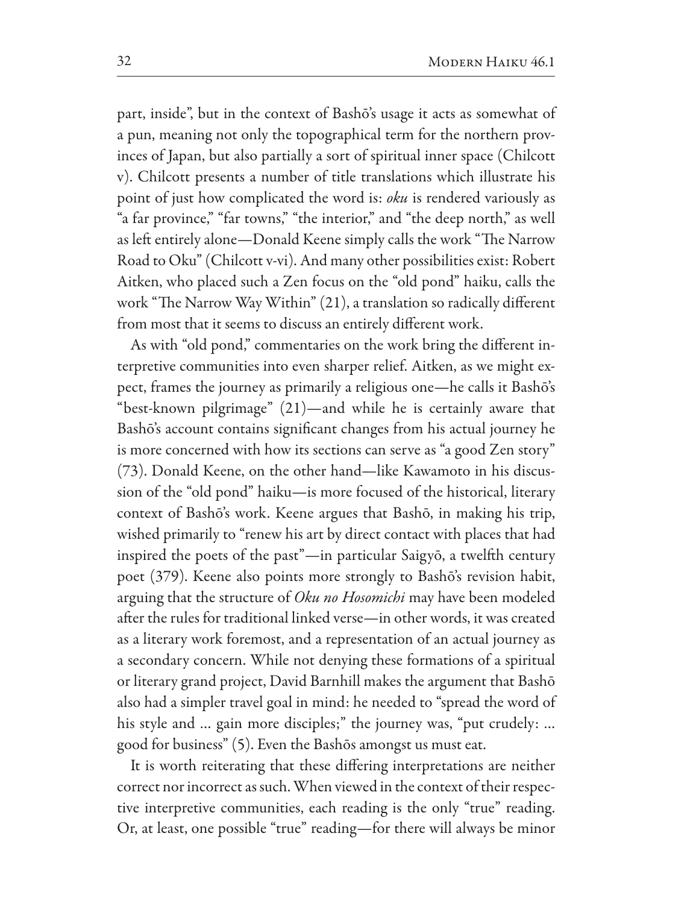part, inside", but in the context of Bashō's usage it acts as somewhat of a pun, meaning not only the topographical term for the northern provinces of Japan, but also partially a sort of spiritual inner space (Chilcott v). Chilcott presents a number of title translations which illustrate his point of just how complicated the word is: *oku* is rendered variously as "a far province," "far towns," "the interior," and "the deep north," as well as left entirely alone—Donald Keene simply calls the work "The Narrow Road to Oku" (Chilcott v-vi). And many other possibilities exist: Robert Aitken, who placed such a Zen focus on the "old pond" haiku, calls the work "The Narrow Way Within" (21), a translation so radically different from most that it seems to discuss an entirely different work.

As with "old pond," commentaries on the work bring the different interpretive communities into even sharper relief. Aitken, as we might expect, frames the journey as primarily a religious one—he calls it Bashō's "best-known pilgrimage" (21)—and while he is certainly aware that Bashō's account contains significant changes from his actual journey he is more concerned with how its sections can serve as "a good Zen story" (73). Donald Keene, on the other hand—like Kawamoto in his discussion of the "old pond" haiku—is more focused of the historical, literary context of Bashō's work. Keene argues that Bashō, in making his trip, wished primarily to "renew his art by direct contact with places that had inspired the poets of the past"—in particular Saigyō, a twelfth century poet (379). Keene also points more strongly to Bashō's revision habit, arguing that the structure of *Oku no Hosomichi* may have been modeled after the rules for traditional linked verse—in other words, it was created as a literary work foremost, and a representation of an actual journey as a secondary concern. While not denying these formations of a spiritual or literary grand project, David Barnhill makes the argument that Bashō also had a simpler travel goal in mind: he needed to "spread the word of his style and … gain more disciples;" the journey was, "put crudely: … good for business" (5). Even the Bashōs amongst us must eat.

It is worth reiterating that these differing interpretations are neither correct nor incorrect as such. When viewed in the context of their respective interpretive communities, each reading is the only "true" reading. Or, at least, one possible "true" reading—for there will always be minor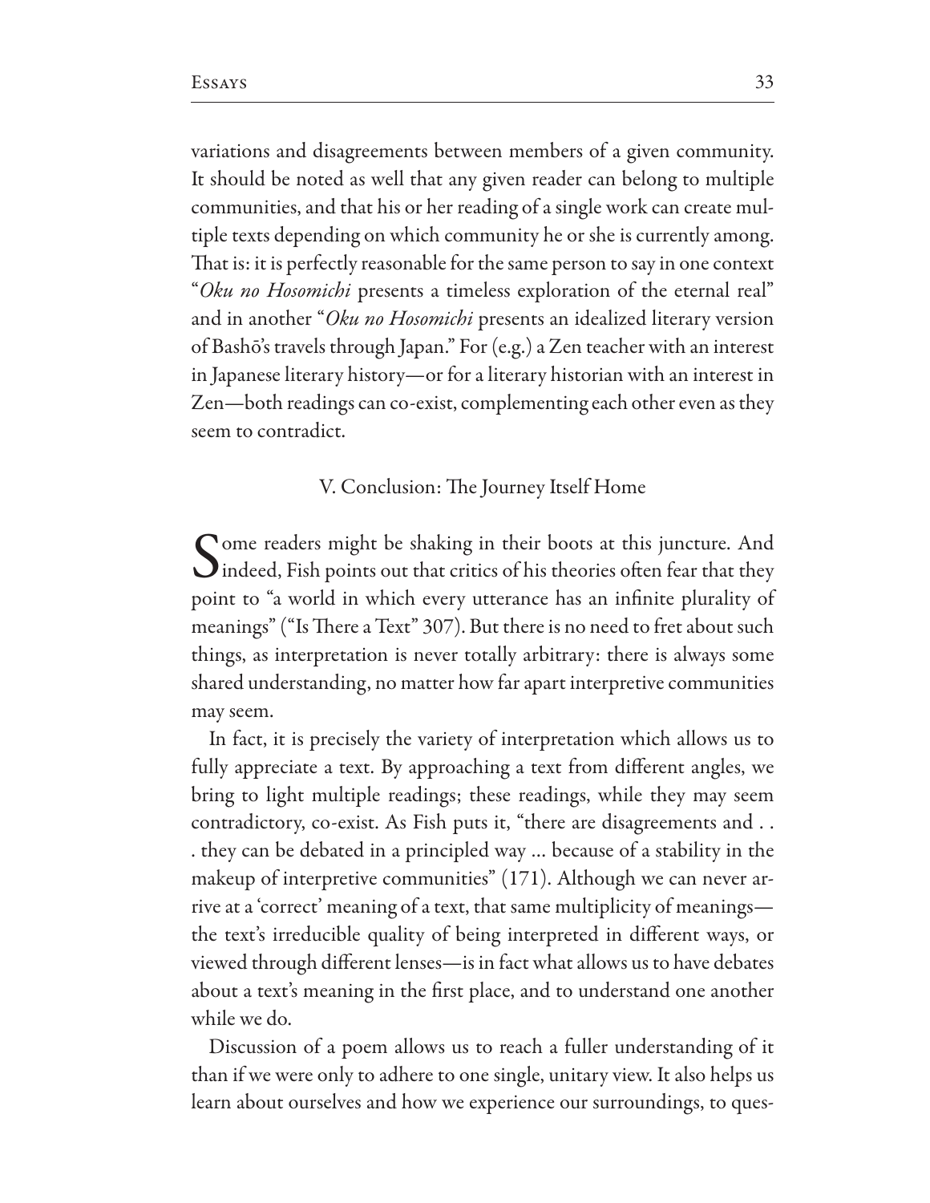variations and disagreements between members of a given community. It should be noted as well that any given reader can belong to multiple communities, and that his or her reading of a single work can create multiple texts depending on which community he or she is currently among. That is: it is perfectly reasonable for the same person to say in one context "*Oku no Hosomichi* presents a timeless exploration of the eternal real" and in another "*Oku no Hosomichi* presents an idealized literary version of Bashō's travels through Japan." For (e.g.) a Zen teacher with an interest in Japanese literary history—or for a literary historian with an interest in Zen—both readings can co-exist, complementing each other even as they seem to contradict.

## V. Conclusion: The Journey Itself Home

Some readers might be shaking in their boots at this juncture. And indeed, Fish points out that critics of his theories often fear that they point to "a world in which every utterance has an infinite plurality of meanings" ("Is There a Text" 307). But there is no need to fret about such things, as interpretation is never totally arbitrary: there is always some shared understanding, no matter how far apart interpretive communities may seem.

In fact, it is precisely the variety of interpretation which allows us to fully appreciate a text. By approaching a text from different angles, we bring to light multiple readings; these readings, while they may seem contradictory, co-exist. As Fish puts it, "there are disagreements and . . . they can be debated in a principled way ... because of a stability in the makeup of interpretive communities" (171). Although we can never arrive at a 'correct' meaning of a text, that same multiplicity of meanings—the text's irreducible quality of being interpreted in different ways, or viewed through different lenses—is in fact what allows us to have debates about a text's meaning in the first place, and to understand one another while we do.

Discussion of a poem allows us to reach a fuller understanding of it than if we were only to adhere to one single, unitary view. It also helps us learn about ourselves and how we experience our surroundings, to ques-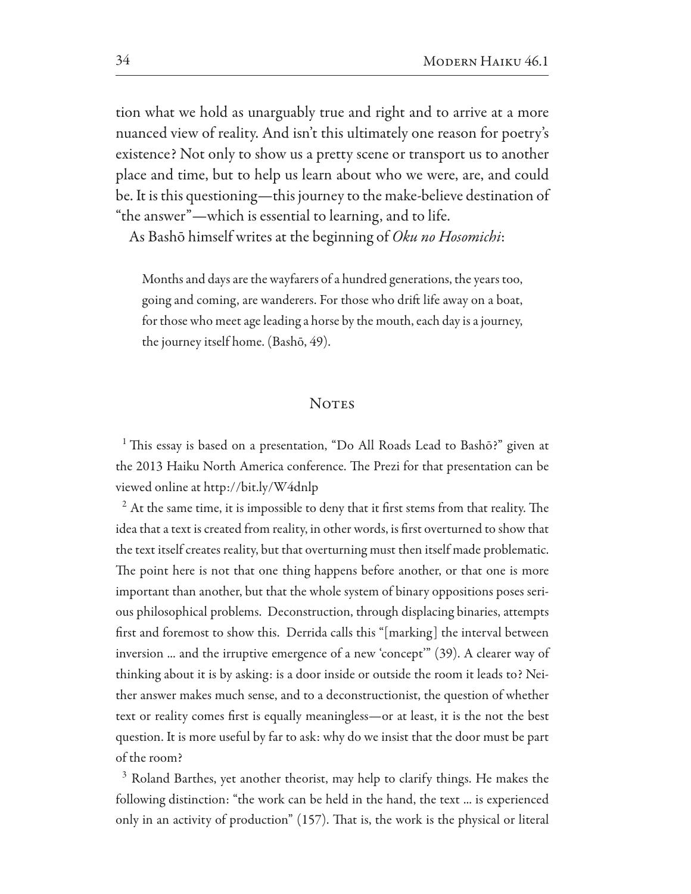tion what we hold as unarguably true and right and to arrive at a more nuanced view of reality. And isn't this ultimately one reason for poetry's existence? Not only to show us a pretty scene or transport us to another place and time, but to help us learn about who we were, are, and could be. It is this questioning—this journey to the make-believe destination of "the answer"—which is essential to learning, and to life.

As Bashō himself writes at the beginning of *Oku no Hosomichi*:

> Months and days are the wayfarers of a hundred generations, the years too, going and coming, are wanderers. For those who drift life away on a boat, for those who meet age leading a horse by the mouth, each day is a journey, the journey itself home. (Bashō, 49).

## Notes

[1] This essay is based on a presentation, "Do All Roads Lead to Bashō?" given at the 2013 Haiku North America conference. The Prezi for that presentation can be viewed online at http://bit.ly/W4dnlp

[2] At the same time, it is impossible to deny that it first stems from that reality. The idea that a text is created from reality, in other words, is first overturned to show that the text itself creates reality, but that overturning must then itself made problematic. The point here is not that one thing happens before another, or that one is more important than another, but that the whole system of binary oppositions poses serious philosophical problems. Deconstruction, through displacing binaries, attempts first and foremost to show this. Derrida calls this "[marking] the interval between inversion ... and the irruptive emergence of a new 'concept'" (39). A clearer way of thinking about it is by asking: is a door inside or outside the room it leads to? Neither answer makes much sense, and to a deconstructionist, the question of whether text or reality comes first is equally meaningless—or at least, it is the not the best question. It is more useful by far to ask: why do we insist that the door must be part of the room?

[3] Roland Barthes, yet another theorist, may help to clarify things. He makes the following distinction: "the work can be held in the hand, the text ... is experienced only in an activity of production" (157). That is, the work is the physical or literal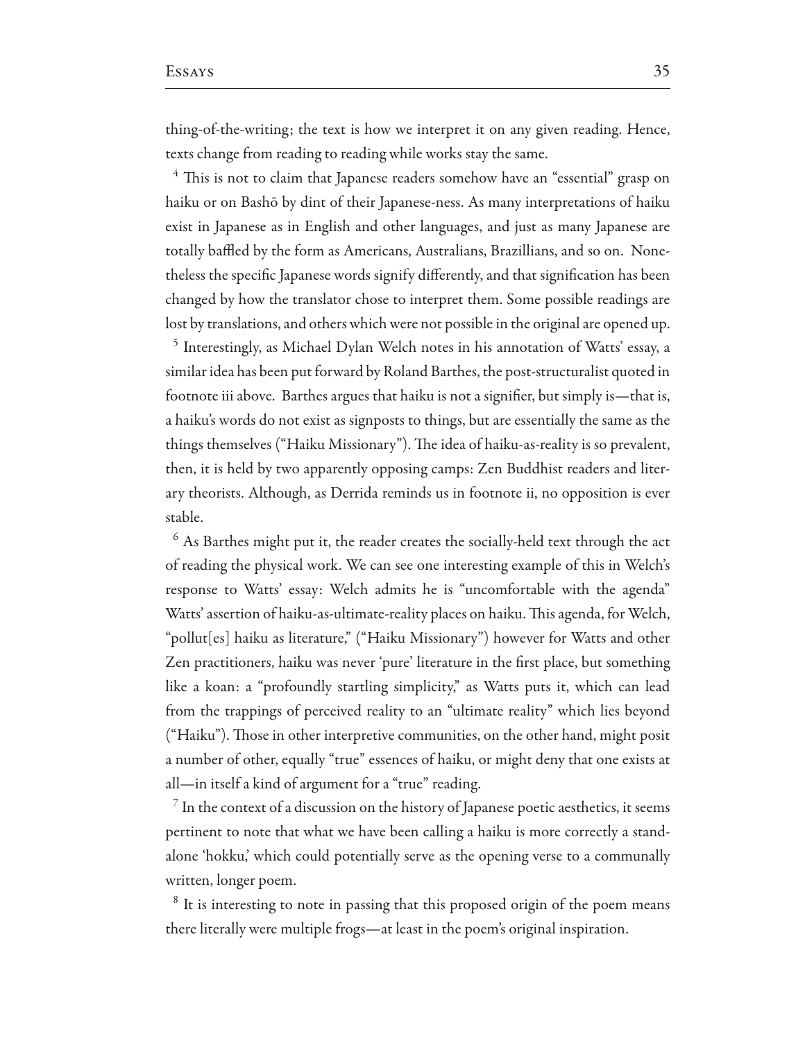thing-of-the-writing; the text is how we interpret it on any given reading. Hence, texts change from reading to reading while works stay the same.

[4] This is not to claim that Japanese readers somehow have an "essential" grasp on haiku or on Bashō by dint of their Japanese-ness. As many interpretations of haiku exist in Japanese as in English and other languages, and just as many Japanese are totally baffled by the form as Americans, Australians, Brazillians, and so on. Nonetheless the specific Japanese words signify differently, and that signification has been changed by how the translator chose to interpret them. Some possible readings are lost by translations, and others which were not possible in the original are opened up.

[5] Interestingly, as Michael Dylan Welch notes in his annotation of Watts' essay, a similar idea has been put forward by Roland Barthes, the post-structuralist quoted in footnote iii above. Barthes argues that haiku is not a signifier, but simply is—that is, a haiku's words do not exist as signposts to things, but are essentially the same as the things themselves ("Haiku Missionary"). The idea of haiku-as-reality is so prevalent, then, it is held by two apparently opposing camps: Zen Buddhist readers and literary theorists. Although, as Derrida reminds us in footnote ii, no opposition is ever stable.

[6] As Barthes might put it, the reader creates the socially-held text through the act of reading the physical work. We can see one interesting example of this in Welch's response to Watts' essay: Welch admits he is "uncomfortable with the agenda" Watts' assertion of haiku-as-ultimate-reality places on haiku. This agenda, for Welch, "pollut[es] haiku as literature," ("Haiku Missionary") however for Watts and other Zen practitioners, haiku was never 'pure' literature in the first place, but something like a koan: a "profoundly startling simplicity," as Watts puts it, which can lead from the trappings of perceived reality to an "ultimate reality" which lies beyond ("Haiku"). Those in other interpretive communities, on the other hand, might posit a number of other, equally "true" essences of haiku, or might deny that one exists at all—in itself a kind of argument for a "true" reading.

[7] In the context of a discussion on the history of Japanese poetic aesthetics, it seems pertinent to note that what we have been calling a haiku is more correctly a stand-alone 'hokku,' which could potentially serve as the opening verse to a communally written, longer poem.

[8] It is interesting to note in passing that this proposed origin of the poem means there literally were multiple frogs—at least in the poem's original inspiration.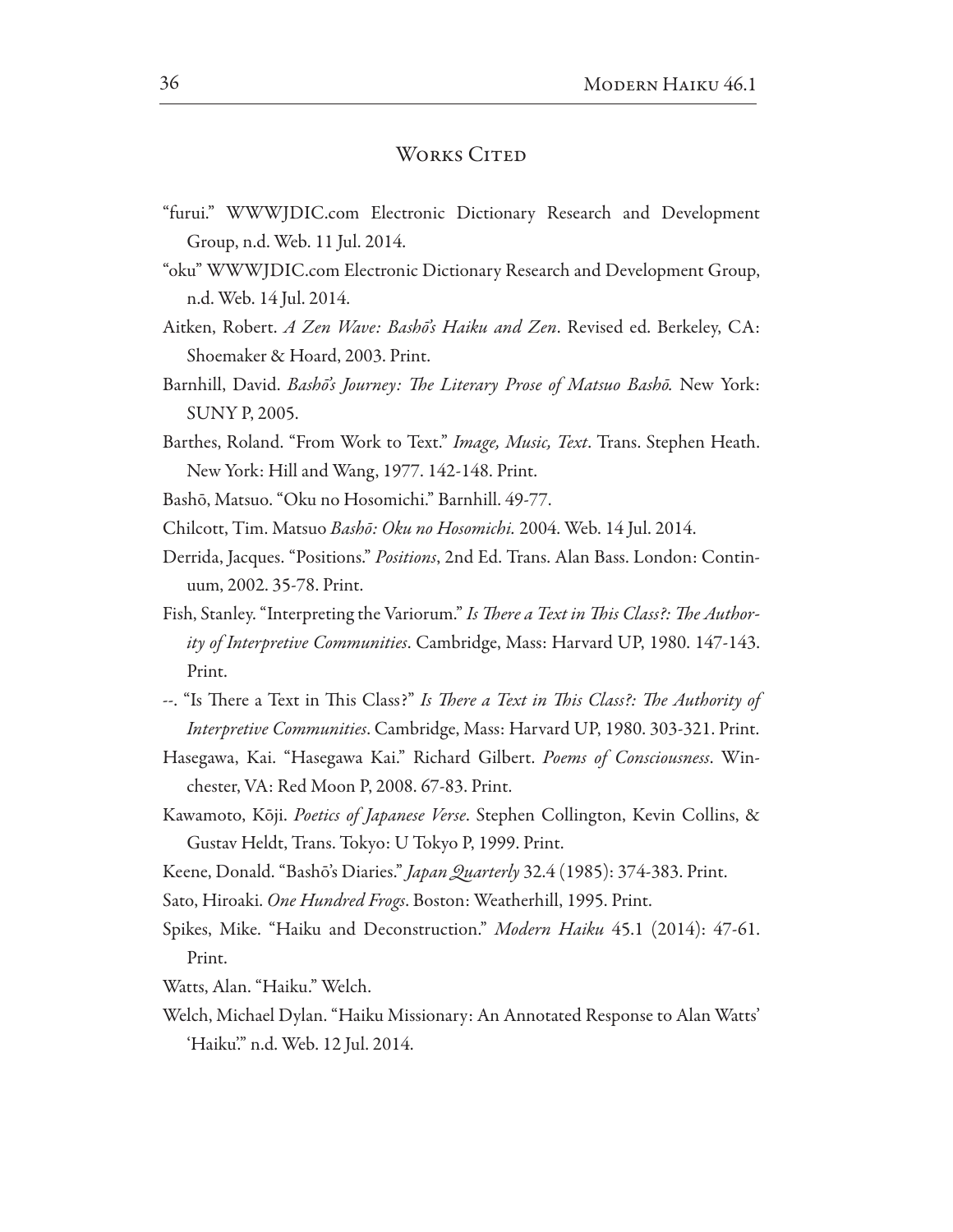## Works Cited

"furui." WWWJDIC.com Electronic Dictionary Research and Development Group, n.d. Web. 11 Jul. 2014.

"oku" WWWJDIC.com Electronic Dictionary Research and Development Group, n.d. Web. 14 Jul. 2014.

Aitken, Robert. *A Zen Wave: Bashō's Haiku and Zen*. Revised ed. Berkeley, CA: Shoemaker & Hoard, 2003. Print.

Barnhill, David. *Bashō's Journey: The Literary Prose of Matsuo Bashō.* New York: SUNY P, 2005.

Barthes, Roland. "From Work to Text." *Image, Music, Text*. Trans. Stephen Heath. New York: Hill and Wang, 1977. 142-148. Print.

Bashō, Matsuo. "Oku no Hosomichi." Barnhill. 49-77.

Chilcott, Tim. Matsuo *Bashō: Oku no Hosomichi.* 2004. Web. 14 Jul. 2014.

Derrida, Jacques. "Positions." *Positions*, 2nd Ed. Trans. Alan Bass. London: Continuum, 2002. 35-78. Print.

Fish, Stanley. "Interpreting the Variorum." *Is There a Text in This Class?: The Authority of Interpretive Communities*. Cambridge, Mass: Harvard UP, 1980. 147-143. Print.

--. "Is There a Text in This Class?" *Is There a Text in This Class?: The Authority of Interpretive Communities*. Cambridge, Mass: Harvard UP, 1980. 303-321. Print.

Hasegawa, Kai. "Hasegawa Kai." Richard Gilbert. *Poems of Consciousness*. Winchester, VA: Red Moon P, 2008. 67-83. Print.

Kawamoto, Kōji. *Poetics of Japanese Verse*. Stephen Collington, Kevin Collins, & Gustav Heldt, Trans. Tokyo: U Tokyo P, 1999. Print.

Keene, Donald. "Bashō's Diaries." *Japan Quarterly* 32.4 (1985): 374-383. Print.

Sato, Hiroaki. *One Hundred Frogs*. Boston: Weatherhill, 1995. Print.

Spikes, Mike. "Haiku and Deconstruction." *Modern Haiku* 45.1 (2014): 47-61. Print.

Watts, Alan. "Haiku." Welch.

Welch, Michael Dylan. "Haiku Missionary: An Annotated Response to Alan Watts' 'Haiku.'" n.d. Web. 12 Jul. 2014.